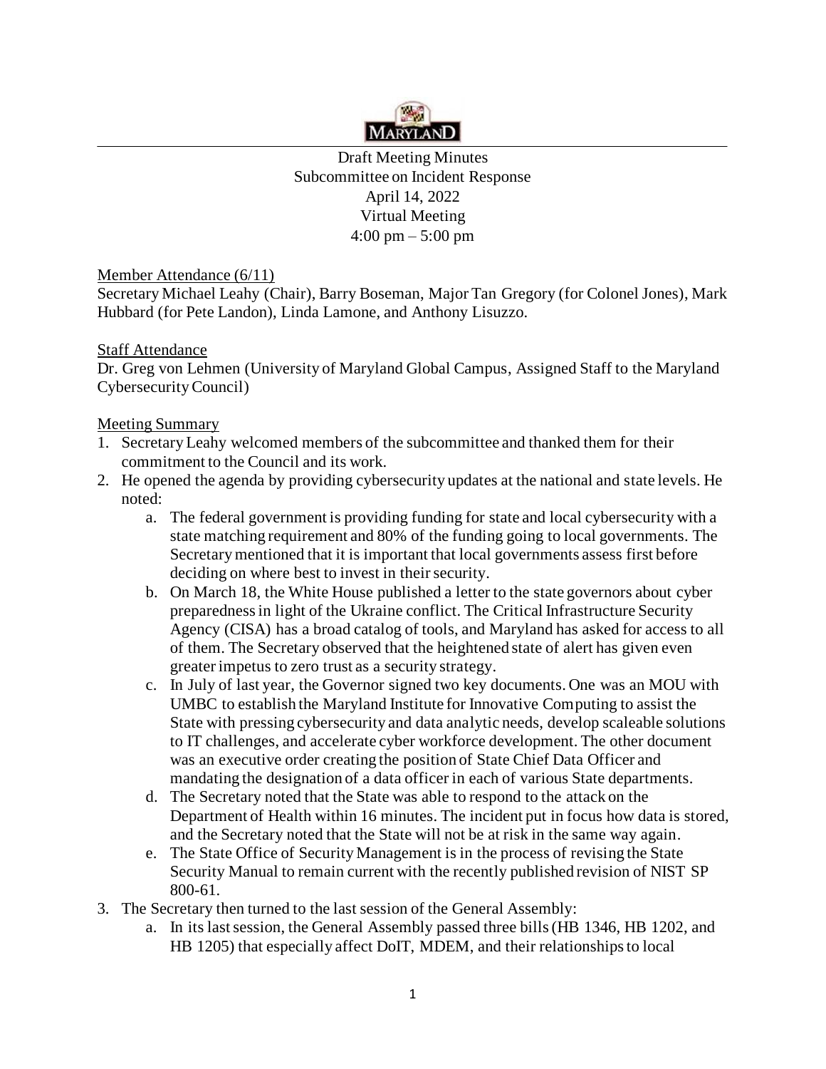Draft Meeting Minutes

Subcommittee on Incident Response

April 14, 2022

Virtual Meeting

4:00 pm – 5:00 pm

Member Attendance (6/11)

Secretary Michael Leahy (Chair), Barry Boseman, Major Tan Gregory (for Colonel Jones), Mark Hubbard (for Pete Landon), Linda Lamone, and Anthony Lisuzzo.

Staff Attendance

Dr. Greg von Lehmen (University of Maryland Global Campus, Assigned Staff to the Maryland Cybersecurity Council)

Meeting Summary

1. Secretary Leahy welcomed members of the subcommittee and thanked them for their commitment to the Council and its work.
2. He opened the agenda by providing cybersecurity updates at the national and state levels. He noted:
   a. The federal government is providing funding for state and local cybersecurity with a state matching requirement and 80% of the funding going to local governments. The Secretary mentioned that it is important that local governments assess first before deciding on where best to invest in their security.
   b. On March 18, the White House published a letter to the state governors about cyber preparedness in light of the Ukraine conflict. The Critical Infrastructure Security Agency (CISA) has a broad catalog of tools, and Maryland has asked for access to all of them. The Secretary observed that the heightened state of alert has given even greater impetus to zero trust as a security strategy.
   c. In July of last year, the Governor signed two key documents. One was an MOU with UMBC to establish the Maryland Institute for Innovative Computing to assist the State with pressing cybersecurity and data analytic needs, develop scaleable solutions to IT challenges, and accelerate cyber workforce development. The other document was an executive order creating the position of State Chief Data Officer and mandating the designation of a data officer in each of various State departments.
   d. The Secretary noted that the State was able to respond to the attack on the Department of Health within 16 minutes. The incident put in focus how data is stored, and the Secretary noted that the State will not be at risk in the same way again.
   e. The State Office of Security Management is in the process of revising the State Security Manual to remain current with the recently published revision of NIST SP 800-61.
3. The Secretary then turned to the last session of the General Assembly:
   a. In its last session, the General Assembly passed three bills (HB 1346, HB 1202, and HB 1205) that especially affect DoIT, MDEM, and their relationships to local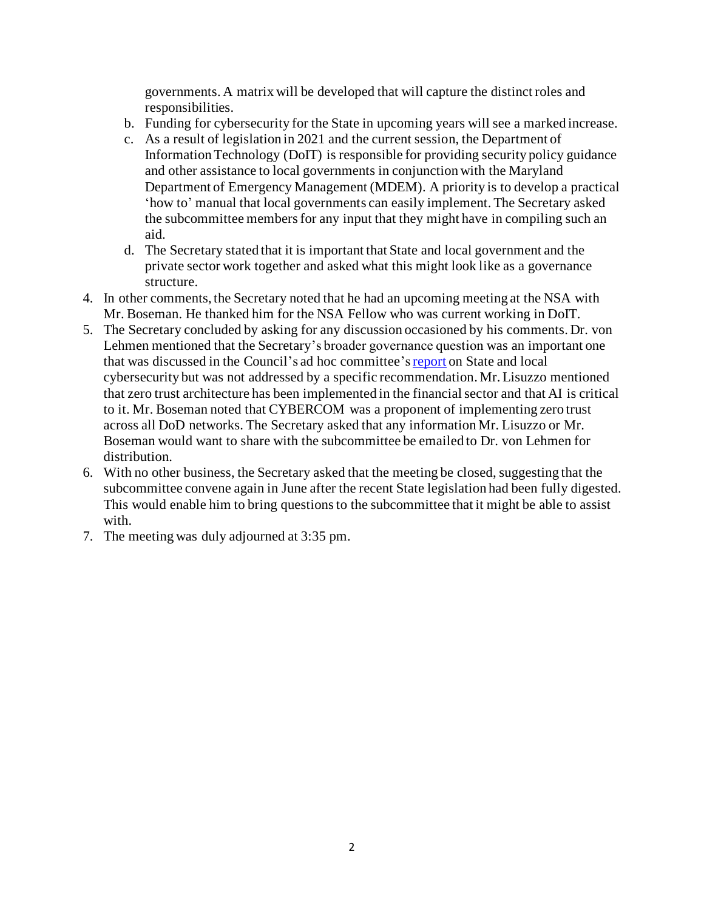governments. A matrix will be developed that will capture the distinct roles and responsibilities.

b. Funding for cybersecurity for the State in upcoming years will see a marked increase.
c. As a result of legislation in 2021 and the current session, the Department of Information Technology (DoIT) is responsible for providing security policy guidance and other assistance to local governments in conjunction with the Maryland Department of Emergency Management (MDEM). A priority is to develop a practical 'how to' manual that local governments can easily implement. The Secretary asked the subcommittee members for any input that they might have in compiling such an aid.
d. The Secretary stated that it is important that State and local government and the private sector work together and asked what this might look like as a governance structure.

4. In other comments, the Secretary noted that he had an upcoming meeting at the NSA with Mr. Boseman. He thanked him for the NSA Fellow who was current working in DoIT.
5. The Secretary concluded by asking for any discussion occasioned by his comments. Dr. von Lehmen mentioned that the Secretary's broader governance question was an important one that was discussed in the Council's ad hoc committee's report on State and local cybersecurity but was not addressed by a specific recommendation. Mr. Lisuzzo mentioned that zero trust architecture has been implemented in the financial sector and that AI is critical to it. Mr. Boseman noted that CYBERCOM was a proponent of implementing zero trust across all DoD networks. The Secretary asked that any information Mr. Lisuzzo or Mr. Boseman would want to share with the subcommittee be emailed to Dr. von Lehmen for distribution.
6. With no other business, the Secretary asked that the meeting be closed, suggesting that the subcommittee convene again in June after the recent State legislation had been fully digested. This would enable him to bring questions to the subcommittee that it might be able to assist with.
7. The meeting was duly adjourned at 3:35 pm.